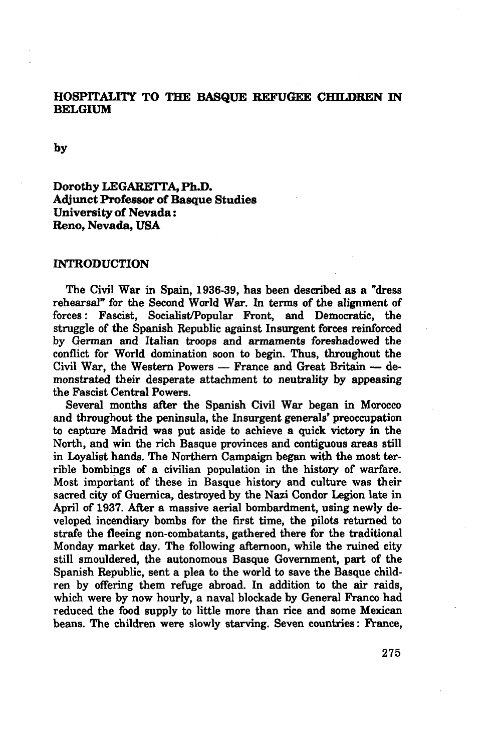# HOSPITALITY TO THE BASQUE REFUGEE CHILDREN IN BELGIUM

by

**Dorothy LEGARETTA, Ph.D.**
**Adjunct Professor of Basque Studies**
**University of Nevada:**
**Reno, Nevada, USA**

## INTRODUCTION

The Civil War in Spain, 1936-39, has been described as a "dress rehearsal" for the Second World War. In terms of the alignment of forces: Fascist, Socialist/Popular Front, and Democratic, the struggle of the Spanish Republic against Insurgent forces reinforced by German and Italian troops and armaments foreshadowed the conflict for World domination soon to begin. Thus, throughout the Civil War, the Western Powers — France and Great Britain — demonstrated their desperate attachment to neutrality by appeasing the Fascist Central Powers.

Several months after the Spanish Civil War began in Morocco and throughout the peninsula, the Insurgent generals' preoccupation to capture Madrid was put aside to achieve a quick victory in the North, and win the rich Basque provinces and contiguous areas still in Loyalist hands. The Northern Campaign began with the most terrible bombings of a civilian population in the history of warfare. Most important of these in Basque history and culture was their sacred city of Guernica, destroyed by the Nazi Condor Legion late in April of 1937. After a massive aerial bombardment, using newly developed incendiary bombs for the first time, the pilots returned to strafe the fleeing non-combatants, gathered there for the traditional Monday market day. The following afternoon, while the ruined city still smouldered, the autonomous Basque Government, part of the Spanish Republic, sent a plea to the world to save the Basque children by offering them refuge abroad. In addition to the air raids, which were by now hourly, a naval blockade by General Franco had reduced the food supply to little more than rice and some Mexican beans. The children were slowly starving. Seven countries: France,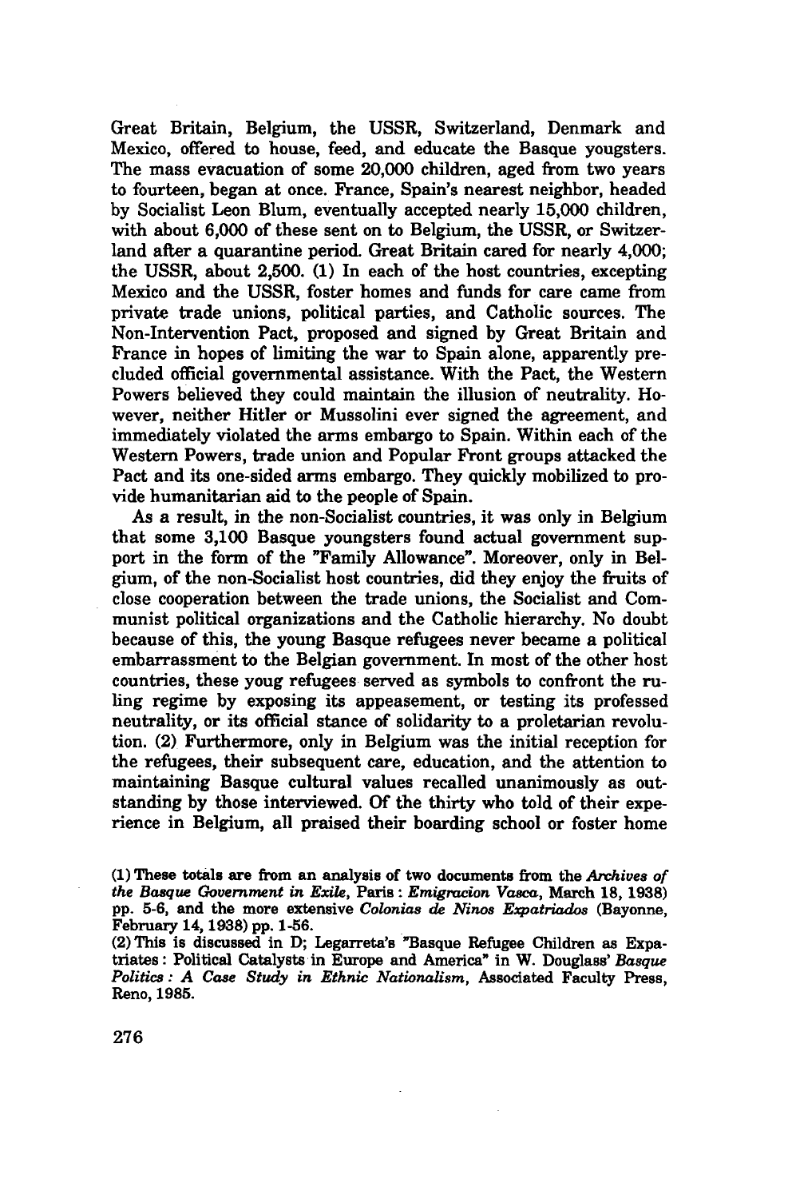Great Britain, Belgium, the USSR, Switzerland, Denmark and Mexico, offered to house, feed, and educate the Basque yougsters. The mass evacuation of some 20,000 children, aged from two years to fourteen, began at once. France, Spain's nearest neighbor, headed by Socialist Leon Blum, eventually accepted nearly 15,000 children, with about 6,000 of these sent on to Belgium, the USSR, or Switzerland after a quarantine period. Great Britain cared for nearly 4,000; the USSR, about 2,500. (1) In each of the host countries, excepting Mexico and the USSR, foster homes and funds for care came from private trade unions, political parties, and Catholic sources. The Non-Intervention Pact, proposed and signed by Great Britain and France in hopes of limiting the war to Spain alone, apparently precluded official governmental assistance. With the Pact, the Western Powers believed they could maintain the illusion of neutrality. However, neither Hitler or Mussolini ever signed the agreement, and immediately violated the arms embargo to Spain. Within each of the Western Powers, trade union and Popular Front groups attacked the Pact and its one-sided arms embargo. They quickly mobilized to provide humanitarian aid to the people of Spain.

As a result, in the non-Socialist countries, it was only in Belgium that some 3,100 Basque youngsters found actual government support in the form of the "Family Allowance". Moreover, only in Belgium, of the non-Socialist host countries, did they enjoy the fruits of close cooperation between the trade unions, the Socialist and Communist political organizations and the Catholic hierarchy. No doubt because of this, the young Basque refugees never became a political embarrassment to the Belgian government. In most of the other host countries, these youg refugees served as symbols to confront the ruling regime by exposing its appeasement, or testing its professed neutrality, or its official stance of solidarity to a proletarian revolution. (2) Furthermore, only in Belgium was the initial reception for the refugees, their subsequent care, education, and the attention to maintaining Basque cultural values recalled unanimously as outstanding by those interviewed. Of the thirty who told of their experience in Belgium, all praised their boarding school or foster home

(1) These totals are from an analysis of two documents from the *Archives of the Basque Government in Exile*, Paris : *Emigracion Vasca*, March 18, 1938) pp. 5-6, and the more extensive *Colonias de Ninos Expatriados* (Bayonne, February 14, 1938) pp. 1-56.

(2) This is discussed in D; Legarreta's "Basque Refugee Children as Expatriates : Political Catalysts in Europe and America" in W. Douglass' *Basque Politics : A Case Study in Ethnic Nationalism*, Associated Faculty Press, Reno, 1985.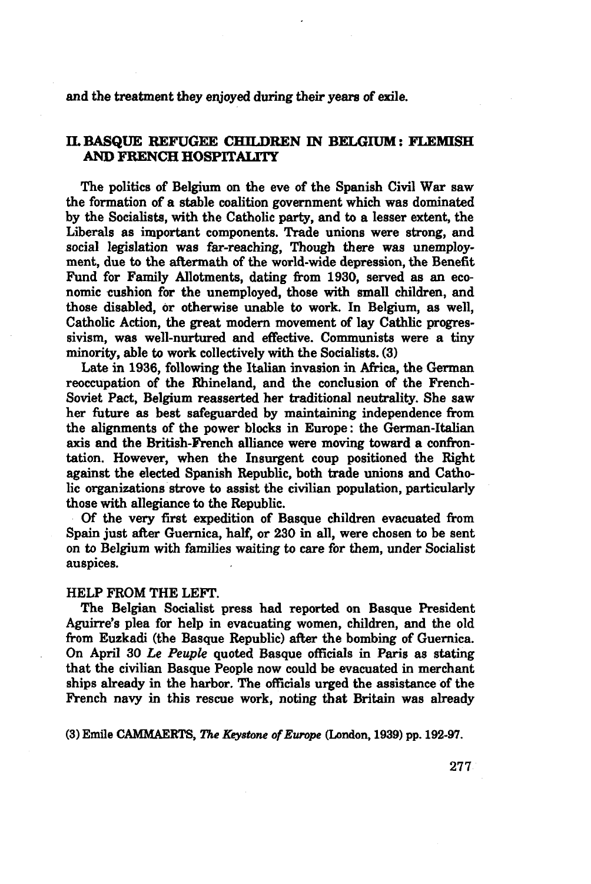and the treatment they enjoyed during their years of exile.

## II. BASQUE REFUGEE CHILDREN IN BELGIUM: FLEMISH AND FRENCH HOSPITALITY

The politics of Belgium on the eve of the Spanish Civil War saw the formation of a stable coalition government which was dominated by the Socialists, with the Catholic party, and to a lesser extent, the Liberals as important components. Trade unions were strong, and social legislation was far-reaching, Though there was unemployment, due to the aftermath of the world-wide depression, the Benefit Fund for Family Allotments, dating from 1930, served as an economic cushion for the unemployed, those with small children, and those disabled, or otherwise unable to work. In Belgium, as well, Catholic Action, the great modern movement of lay Cathlic progressivism, was well-nurtured and effective. Communists were a tiny minority, able to work collectively with the Socialists. (3)

Late in 1936, following the Italian invasion in Africa, the German reoccupation of the Rhineland, and the conclusion of the French-Soviet Pact, Belgium reasserted her traditional neutrality. She saw her future as best safeguarded by maintaining independence from the alignments of the power blocks in Europe: the German-Italian axis and the British-French alliance were moving toward a confrontation. However, when the Insurgent coup positioned the Right against the elected Spanish Republic, both trade unions and Catholic organizations strove to assist the civilian population, particularly those with allegiance to the Republic.

Of the very first expedition of Basque children evacuated from Spain just after Guernica, half, or 230 in all, were chosen to be sent on to Belgium with families waiting to care for them, under Socialist auspices.

### HELP FROM THE LEFT.

The Belgian Socialist press had reported on Basque President Aguirre's plea for help in evacuating women, children, and the old from Euzkadi (the Basque Republic) after the bombing of Guernica. On April 30 *Le Peuple* quoted Basque officials in Paris as stating that the civilian Basque People now could be evacuated in merchant ships already in the harbor. The officials urged the assistance of the French navy in this rescue work, noting that Britain was already

(3) Emile CAMMAERTS, *The Keystone of Europe* (London, 1939) pp. 192-97.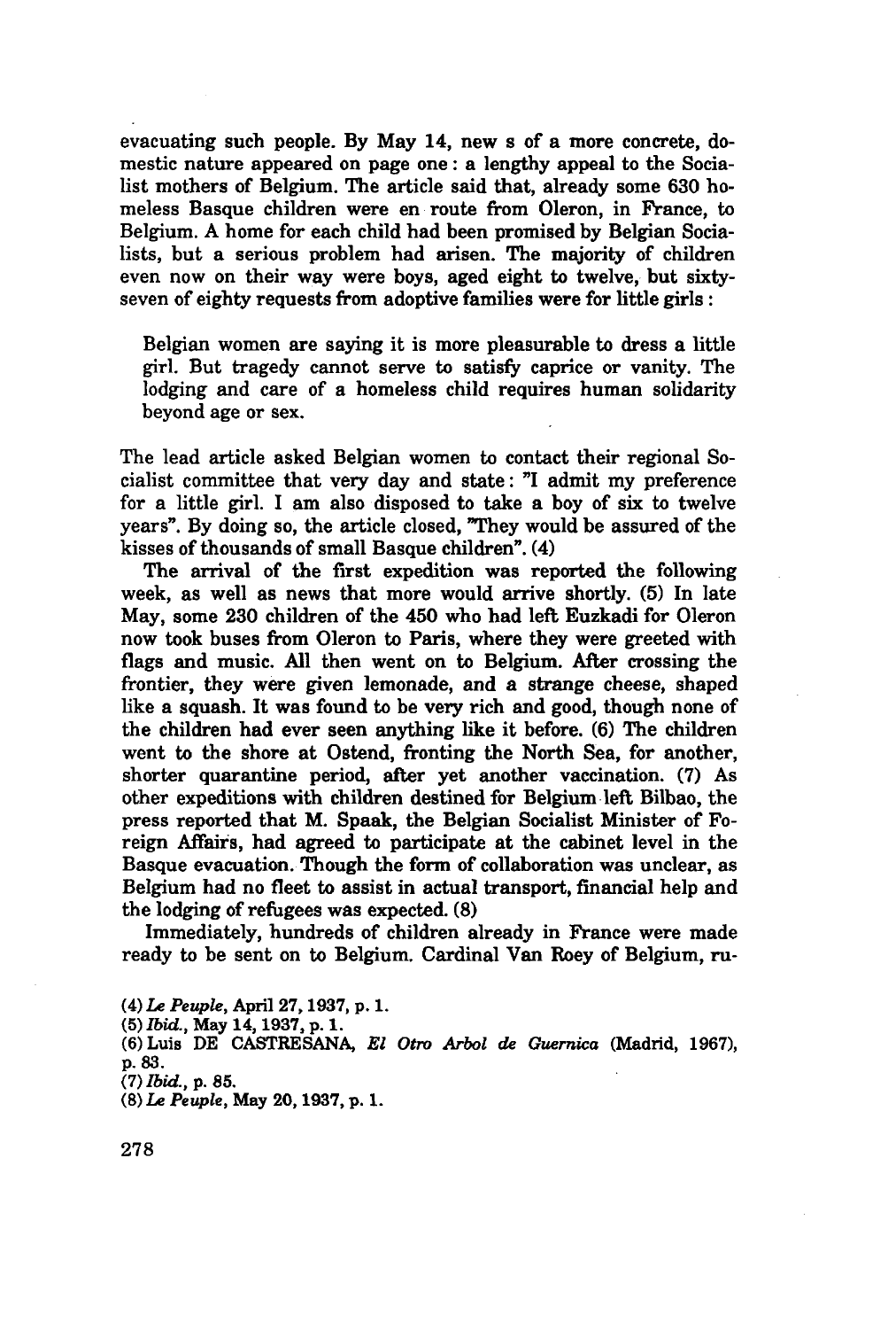evacuating such people. By May 14, new s of a more concrete, domestic nature appeared on page one : a lengthy appeal to the Socialist mothers of Belgium. The article said that, already some 630 homeless Basque children were en route from Oleron, in France, to Belgium. A home for each child had been promised by Belgian Socialists, but a serious problem had arisen. The majority of children even now on their way were boys, aged eight to twelve, but sixty-seven of eighty requests from adoptive families were for little girls :

> Belgian women are saying it is more pleasurable to dress a little girl. But tragedy cannot serve to satisfy caprice or vanity. The lodging and care of a homeless child requires human solidarity beyond age or sex.

The lead article asked Belgian women to contact their regional Socialist committee that very day and state : "I admit my preference for a little girl. I am also disposed to take a boy of six to twelve years". By doing so, the article closed, "They would be assured of the kisses of thousands of small Basque children". (4)

The arrival of the first expedition was reported the following week, as well as news that more would arrive shortly. (5) In late May, some 230 children of the 450 who had left Euzkadi for Oleron now took buses from Oleron to Paris, where they were greeted with flags and music. All then went on to Belgium. After crossing the frontier, they were given lemonade, and a strange cheese, shaped like a squash. It was found to be very rich and good, though none of the children had ever seen anything like it before. (6) The children went to the shore at Ostend, fronting the North Sea, for another, shorter quarantine period, after yet another vaccination. (7) As other expeditions with children destined for Belgium left Bilbao, the press reported that M. Spaak, the Belgian Socialist Minister of Foreign Affairs, had agreed to participate at the cabinet level in the Basque evacuation. Though the form of collaboration was unclear, as Belgium had no fleet to assist in actual transport, financial help and the lodging of refugees was expected. (8)

Immediately, hundreds of children already in France were made ready to be sent on to Belgium. Cardinal Van Roey of Belgium, ru-

(4) *Le Peuple*, April 27, 1937, p. 1.
(5) *Ibid.*, May 14, 1937, p. 1.
(6) Luis DE CASTRESANA, *El Otro Arbol de Guernica* (Madrid, 1967), p. 83.
(7) *Ibid.*, p. 85.
(8) *Le Peuple*, May 20, 1937, p. 1.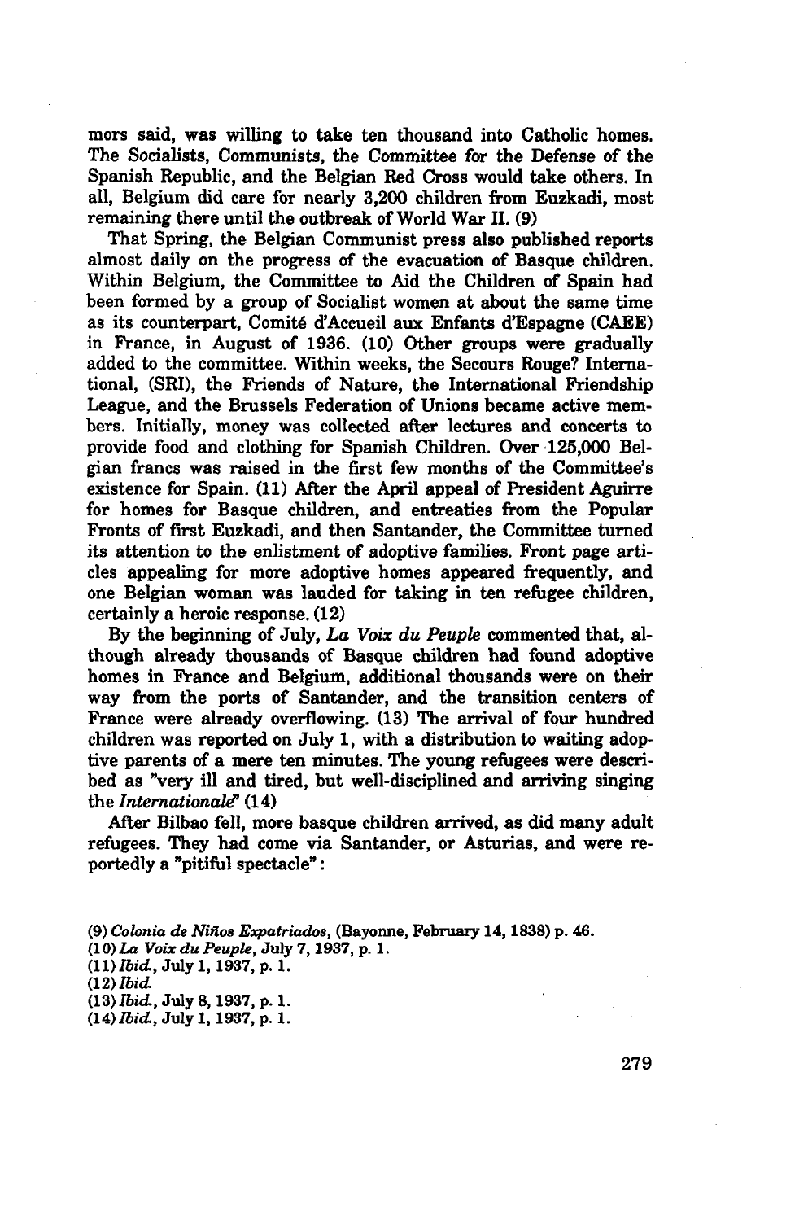mors said, was willing to take ten thousand into Catholic homes. The Socialists, Communists, the Committee for the Defense of the Spanish Republic, and the Belgian Red Cross would take others. In all, Belgium did care for nearly 3,200 children from Euzkadi, most remaining there until the outbreak of World War II. (9)

That Spring, the Belgian Communist press also published reports almost daily on the progress of the evacuation of Basque children. Within Belgium, the Committee to Aid the Children of Spain had been formed by a group of Socialist women at about the same time as its counterpart, Comité d'Accueil aux Enfants d'Espagne (CAEE) in France, in August of 1936. (10) Other groups were gradually added to the committee. Within weeks, the Secours Rouge? International, (SRI), the Friends of Nature, the International Friendship League, and the Brussels Federation of Unions became active members. Initially, money was collected after lectures and concerts to provide food and clothing for Spanish Children. Over 125,000 Belgian francs was raised in the first few months of the Committee's existence for Spain. (11) After the April appeal of President Aguirre for homes for Basque children, and entreaties from the Popular Fronts of first Euzkadi, and then Santander, the Committee turned its attention to the enlistment of adoptive families. Front page articles appealing for more adoptive homes appeared frequently, and one Belgian woman was lauded for taking in ten refugee children, certainly a heroic response. (12)

By the beginning of July, *La Voix du Peuple* commented that, although already thousands of Basque children had found adoptive homes in France and Belgium, additional thousands were on their way from the ports of Santander, and the transition centers of France were already overflowing. (13) The arrival of four hundred children was reported on July 1, with a distribution to waiting adoptive parents of a mere ten minutes. The young refugees were described as "very ill and tired, but well-disciplined and arriving singing the *Internationale*" (14)

After Bilbao fell, more basque children arrived, as did many adult refugees. They had come via Santander, or Asturias, and were reportedly a "pitiful spectacle":

(9) *Colonia de Niños Expatriados*, (Bayonne, February 14, 1838) p. 46.
(10) *La Voix du Peuple*, July 7, 1937, p. 1.
(11) *Ibid.*, July 1, 1937, p. 1.
(12) *Ibid.*
(13) *Ibid.*, July 8, 1937, p. 1.
(14) *Ibid.*, July 1, 1937, p. 1.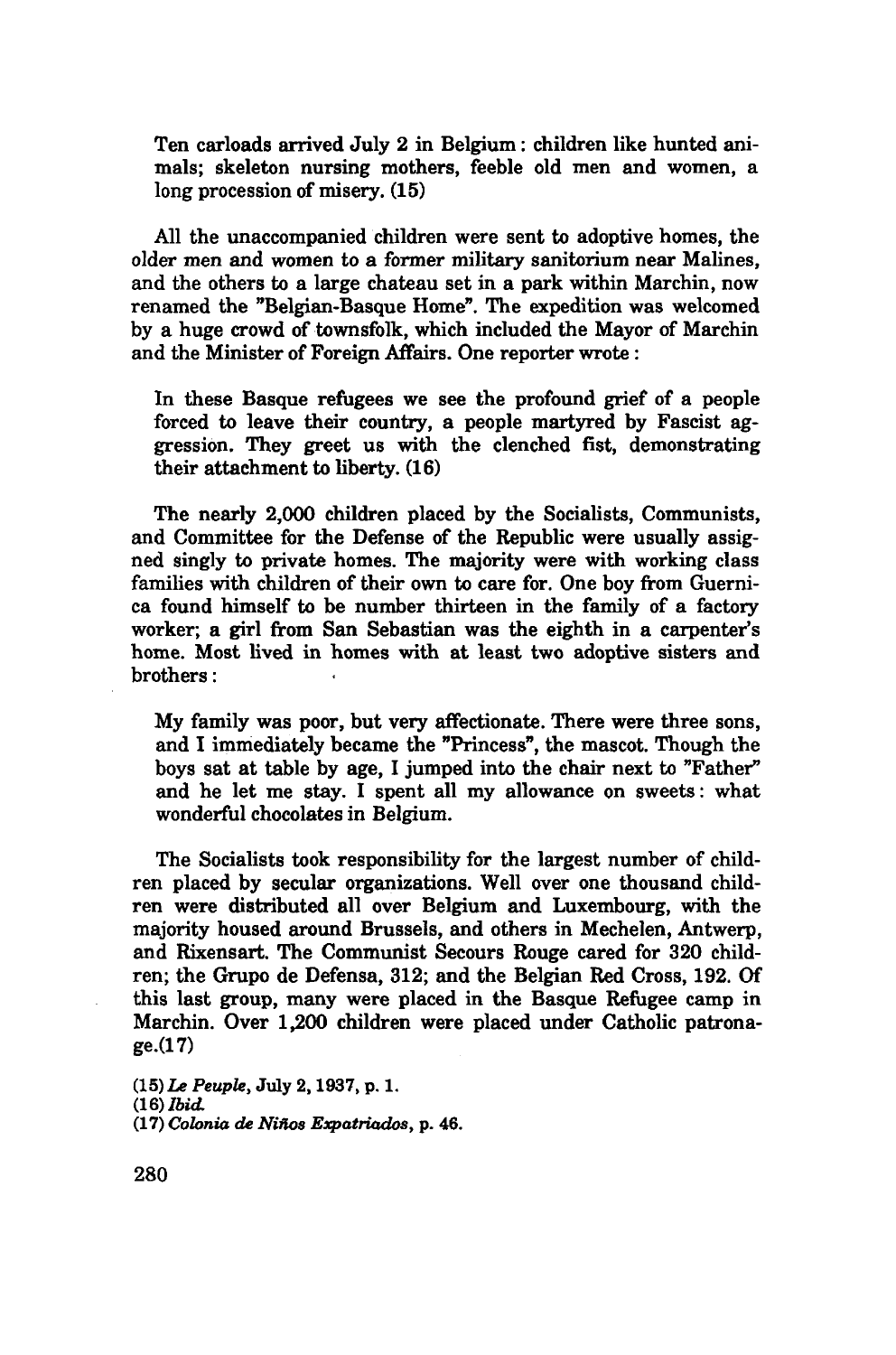> Ten carloads arrived July 2 in Belgium: children like hunted animals; skeleton nursing mothers, feeble old men and women, a long procession of misery. (15)

All the unaccompanied children were sent to adoptive homes, the older men and women to a former military sanitorium near Malines, and the others to a large chateau set in a park within Marchin, now renamed the "Belgian-Basque Home". The expedition was welcomed by a huge crowd of townsfolk, which included the Mayor of Marchin and the Minister of Foreign Affairs. One reporter wrote:

> In these Basque refugees we see the profound grief of a people forced to leave their country, a people martyred by Fascist aggression. They greet us with the clenched fist, demonstrating their attachment to liberty. (16)

The nearly 2,000 children placed by the Socialists, Communists, and Committee for the Defense of the Republic were usually assigned singly to private homes. The majority were with working class families with children of their own to care for. One boy from Guernica found himself to be number thirteen in the family of a factory worker; a girl from San Sebastian was the eighth in a carpenter's home. Most lived in homes with at least two adoptive sisters and brothers:

> My family was poor, but very affectionate. There were three sons, and I immediately became the "Princess", the mascot. Though the boys sat at table by age, I jumped into the chair next to "Father" and he let me stay. I spent all my allowance on sweets: what wonderful chocolates in Belgium.

The Socialists took responsibility for the largest number of children placed by secular organizations. Well over one thousand children were distributed all over Belgium and Luxembourg, with the majority housed around Brussels, and others in Mechelen, Antwerp, and Rixensart. The Communist Secours Rouge cared for 320 children; the Grupo de Defensa, 312; and the Belgian Red Cross, 192. Of this last group, many were placed in the Basque Refugee camp in Marchin. Over 1,200 children were placed under Catholic patronage.(17)

(15) *Le Peuple*, July 2, 1937, p. 1.
(16) *Ibid.*
(17) *Colonia de Niños Expatriados*, p. 46.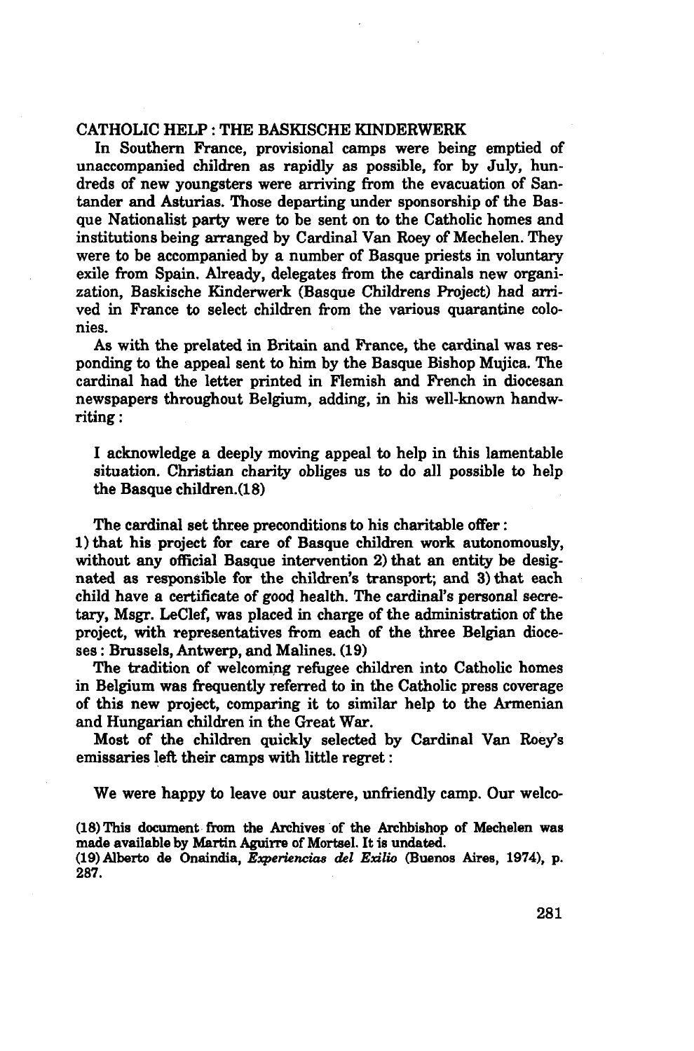## CATHOLIC HELP : THE BASKISCHE KINDERWERK

In Southern France, provisional camps were being emptied of unaccompanied children as rapidly as possible, for by July, hundreds of new youngsters were arriving from the evacuation of Santander and Asturias. Those departing under sponsorship of the Basque Nationalist party were to be sent on to the Catholic homes and institutions being arranged by Cardinal Van Roey of Mechelen. They were to be accompanied by a number of Basque priests in voluntary exile from Spain. Already, delegates from the cardinals new organization, Baskische Kinderwerk (Basque Childrens Project) had arrived in France to select children from the various quarantine colonies.

As with the prelated in Britain and France, the cardinal was responding to the appeal sent to him by the Basque Bishop Mujica. The cardinal had the letter printed in Flemish and French in diocesan newspapers throughout Belgium, adding, in his well-known handwriting :

> I acknowledge a deeply moving appeal to help in this lamentable situation. Christian charity obliges us to do all possible to help the Basque children.(18)

The cardinal set three preconditions to his charitable offer :
1) that his project for care of Basque children work autonomously, without any official Basque intervention 2) that an entity be designated as responsible for the children's transport; and 3) that each child have a certificate of good health. The cardinal's personal secretary, Msgr. LeClef, was placed in charge of the administration of the project, with representatives from each of the three Belgian dioceses : Brussels, Antwerp, and Malines. (19)

The tradition of welcoming refugee children into Catholic homes in Belgium was frequently referred to in the Catholic press coverage of this new project, comparing it to similar help to the Armenian and Hungarian children in the Great War.

Most of the children quickly selected by Cardinal Van Roey's emissaries left their camps with little regret :

> We were happy to leave our austere, unfriendly camp. Our welco-

(18) This document from the Archives of the Archbishop of Mechelen was made available by Martin Aguirre of Mortsel. It is undated.

(19) Alberto de Onaindia, *Experiencias del Exilio* (Buenos Aires, 1974), p. 287.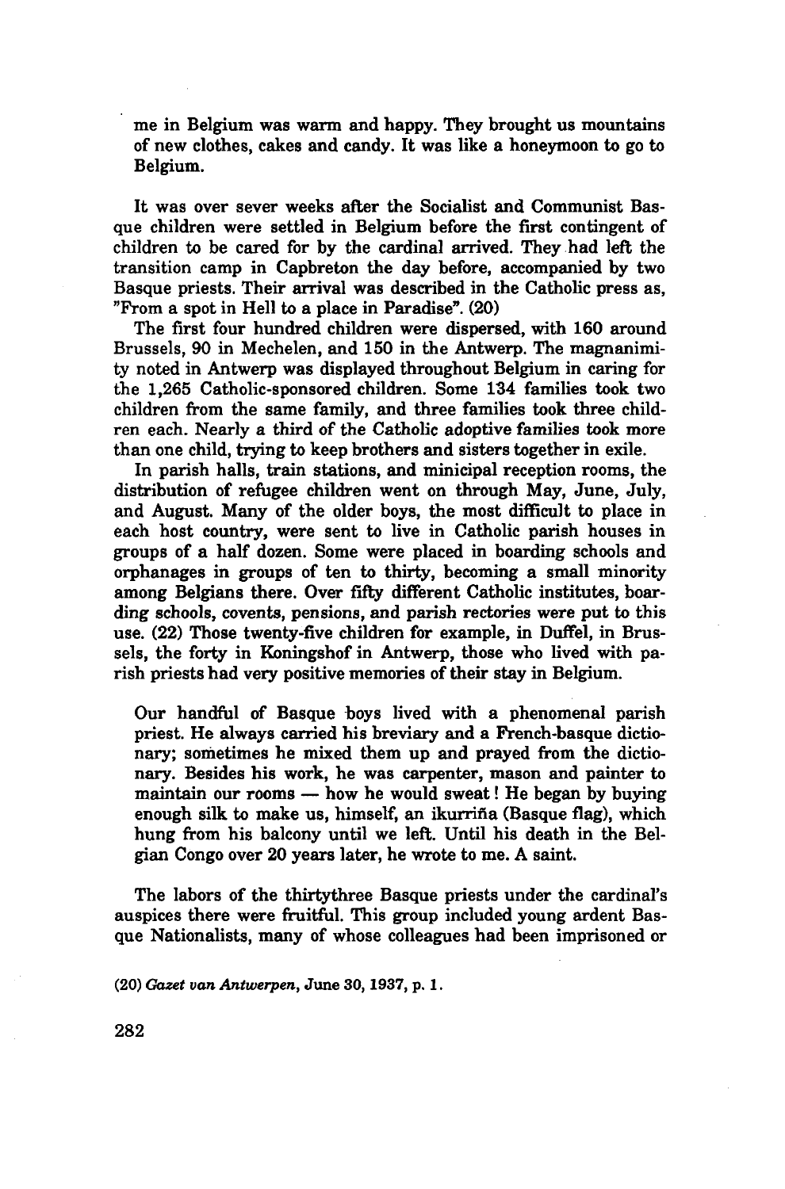me in Belgium was warm and happy. They brought us mountains of new clothes, cakes and candy. It was like a honeymoon to go to Belgium.

It was over sever weeks after the Socialist and Communist Basque children were settled in Belgium before the first contingent of children to be cared for by the cardinal arrived. They had left the transition camp in Capbreton the day before, accompanied by two Basque priests. Their arrival was described in the Catholic press as, "From a spot in Hell to a place in Paradise". (20)

The first four hundred children were dispersed, with 160 around Brussels, 90 in Mechelen, and 150 in the Antwerp. The magnanimity noted in Antwerp was displayed throughout Belgium in caring for the 1,265 Catholic-sponsored children. Some 134 families took two children from the same family, and three families took three children each. Nearly a third of the Catholic adoptive families took more than one child, trying to keep brothers and sisters together in exile.

In parish halls, train stations, and minicipal reception rooms, the distribution of refugee children went on through May, June, July, and August. Many of the older boys, the most difficult to place in each host country, were sent to live in Catholic parish houses in groups of a half dozen. Some were placed in boarding schools and orphanages in groups of ten to thirty, becoming a small minority among Belgians there. Over fifty different Catholic institutes, boarding schools, covents, pensions, and parish rectories were put to this use. (22) Those twenty-five children for example, in Duffel, in Brussels, the forty in Koningshof in Antwerp, those who lived with parish priests had very positive memories of their stay in Belgium.

Our handful of Basque boys lived with a phenomenal parish priest. He always carried his breviary and a French-basque dictionary; sometimes he mixed them up and prayed from the dictionary. Besides his work, he was carpenter, mason and painter to maintain our rooms — how he would sweat! He began by buying enough silk to make us, himself, an ikurriña (Basque flag), which hung from his balcony until we left. Until his death in the Belgian Congo over 20 years later, he wrote to me. A saint.

The labors of the thirtythree Basque priests under the cardinal's auspices there were fruitful. This group included young ardent Basque Nationalists, many of whose colleagues had been imprisoned or

(20) *Gazet van Antwerpen*, June 30, 1937, p. 1.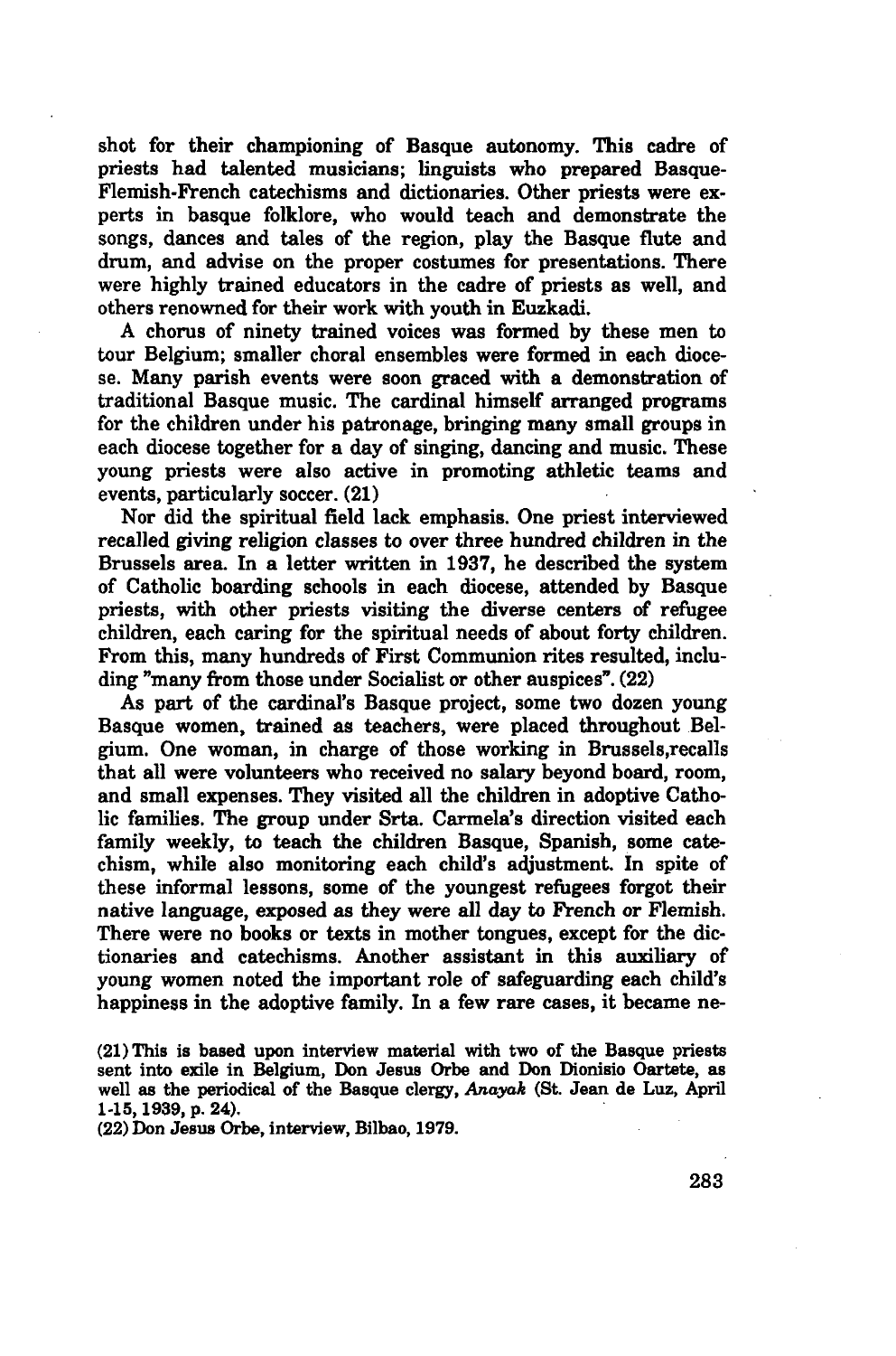shot for their championing of Basque autonomy. This cadre of priests had talented musicians; linguists who prepared Basque-Flemish-French catechisms and dictionaries. Other priests were experts in basque folklore, who would teach and demonstrate the songs, dances and tales of the region, play the Basque flute and drum, and advise on the proper costumes for presentations. There were highly trained educators in the cadre of priests as well, and others renowned for their work with youth in Euzkadi.

A chorus of ninety trained voices was formed by these men to tour Belgium; smaller choral ensembles were formed in each diocese. Many parish events were soon graced with a demonstration of traditional Basque music. The cardinal himself arranged programs for the children under his patronage, bringing many small groups in each diocese together for a day of singing, dancing and music. These young priests were also active in promoting athletic teams and events, particularly soccer. (21)

Nor did the spiritual field lack emphasis. One priest interviewed recalled giving religion classes to over three hundred children in the Brussels area. In a letter written in 1937, he described the system of Catholic boarding schools in each diocese, attended by Basque priests, with other priests visiting the diverse centers of refugee children, each caring for the spiritual needs of about forty children. From this, many hundreds of First Communion rites resulted, including "many from those under Socialist or other auspices". (22)

As part of the cardinal's Basque project, some two dozen young Basque women, trained as teachers, were placed throughout Belgium. One woman, in charge of those working in Brussels,recalls that all were volunteers who received no salary beyond board, room, and small expenses. They visited all the children in adoptive Catholic families. The group under Srta. Carmela's direction visited each family weekly, to teach the children Basque, Spanish, some catechism, while also monitoring each child's adjustment. In spite of these informal lessons, some of the youngest refugees forgot their native language, exposed as they were all day to French or Flemish. There were no books or texts in mother tongues, except for the dictionaries and catechisms. Another assistant in this auxiliary of young women noted the important role of safeguarding each child's happiness in the adoptive family. In a few rare cases, it became ne-

(21) This is based upon interview material with two of the Basque priests sent into exile in Belgium, Don Jesus Orbe and Don Dionisio Oartete, as well as the periodical of the Basque clergy, *Anayak* (St. Jean de Luz, April 1-15, 1939, p. 24).

(22) Don Jesus Orbe, interview, Bilbao, 1979.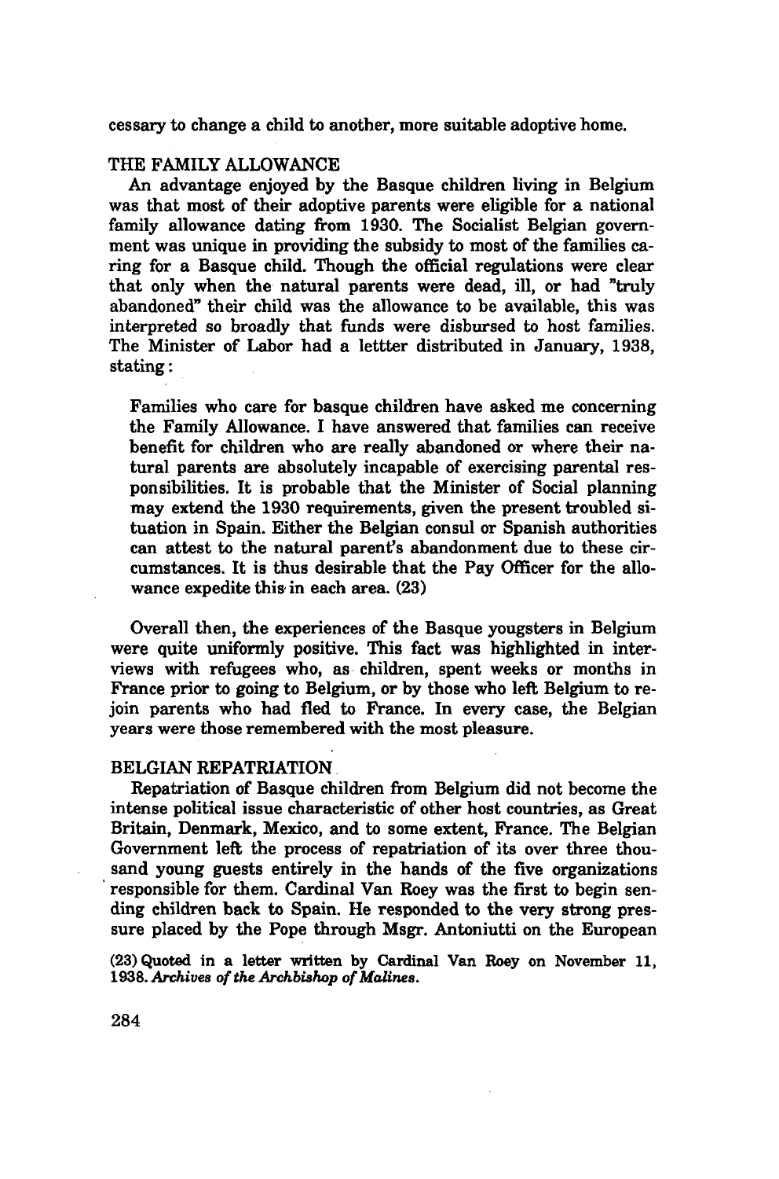cessary to change a child to another, more suitable adoptive home.

## THE FAMILY ALLOWANCE

An advantage enjoyed by the Basque children living in Belgium was that most of their adoptive parents were eligible for a national family allowance dating from 1930. The Socialist Belgian government was unique in providing the subsidy to most of the families caring for a Basque child. Though the official regulations were clear that only when the natural parents were dead, ill, or had "truly abandoned" their child was the allowance to be available, this was interpreted so broadly that funds were disbursed to host families. The Minister of Labor had a lettter distributed in January, 1938, stating:

> Families who care for basque children have asked me concerning the Family Allowance. I have answered that families can receive benefit for children who are really abandoned or where their natural parents are absolutely incapable of exercising parental responsibilities. It is probable that the Minister of Social planning may extend the 1930 requirements, given the present troubled situation in Spain. Either the Belgian consul or Spanish authorities can attest to the natural parent's abandonment due to these circumstances. It is thus desirable that the Pay Officer for the allowance expedite this in each area. (23)

Overall then, the experiences of the Basque yougsters in Belgium were quite uniformly positive. This fact was highlighted in interviews with refugees who, as children, spent weeks or months in France prior to going to Belgium, or by those who left Belgium to rejoin parents who had fled to France. In every case, the Belgian years were those remembered with the most pleasure.

## BELGIAN REPATRIATION

Repatriation of Basque children from Belgium did not become the intense political issue characteristic of other host countries, as Great Britain, Denmark, Mexico, and to some extent, France. The Belgian Government left the process of repatriation of its over three thousand young guests entirely in the hands of the five organizations responsible for them. Cardinal Van Roey was the first to begin sending children back to Spain. He responded to the very strong pressure placed by the Pope through Msgr. Antoniutti on the European

(23) Quoted in a letter written by Cardinal Van Roey on November 11, 1938. *Archives of the Archbishop of Malines.*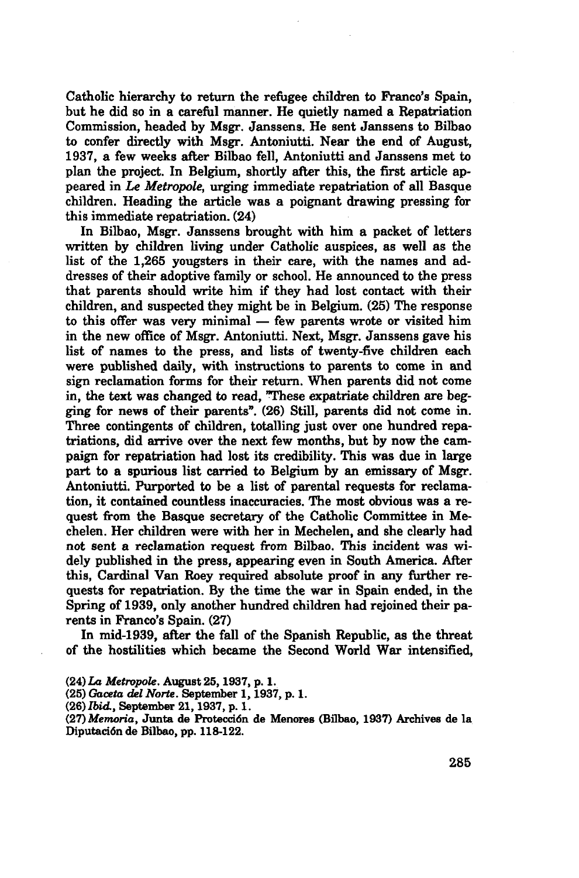Catholic hierarchy to return the refugee children to Franco's Spain, but he did so in a careful manner. He quietly named a Repatriation Commission, headed by Msgr. Janssens. He sent Janssens to Bilbao to confer directly with Msgr. Antoniutti. Near the end of August, 1937, a few weeks after Bilbao fell, Antoniutti and Janssens met to plan the project. In Belgium, shortly after this, the first article appeared in *Le Metropole*, urging immediate repatriation of all Basque children. Heading the article was a poignant drawing pressing for this immediate repatriation. (24)

In Bilbao, Msgr. Janssens brought with him a packet of letters written by children living under Catholic auspices, as well as the list of the 1,265 yougsters in their care, with the names and addresses of their adoptive family or school. He announced to the press that parents should write him if they had lost contact with their children, and suspected they might be in Belgium. (25) The response to this offer was very minimal — few parents wrote or visited him in the new office of Msgr. Antoniutti. Next, Msgr. Janssens gave his list of names to the press, and lists of twenty-five children each were published daily, with instructions to parents to come in and sign reclamation forms for their return. When parents did not come in, the text was changed to read, "These expatriate children are begging for news of their parents". (26) Still, parents did not come in. Three contingents of children, totalling just over one hundred repatriations, did arrive over the next few months, but by now the campaign for repatriation had lost its credibility. This was due in large part to a spurious list carried to Belgium by an emissary of Msgr. Antoniutti. Purported to be a list of parental requests for reclamation, it contained countless inaccuracies. The most obvious was a request from the Basque secretary of the Catholic Committee in Mechelen. Her children were with her in Mechelen, and she clearly had not sent a reclamation request from Bilbao. This incident was widely published in the press, appearing even in South America. After this, Cardinal Van Roey required absolute proof in any further requests for repatriation. By the time the war in Spain ended, in the Spring of 1939, only another hundred children had rejoined their parents in Franco's Spain. (27)

In mid-1939, after the fall of the Spanish Republic, as the threat of the hostilities which became the Second World War intensified,

(24) *La Metropole*. August 25, 1937, p. 1.

(25) *Gaceta del Norte*. September 1, 1937, p. 1.

(26) *Ibid.*, September 21, 1937, p. 1.

(27) *Memoria*, Junta de Protección de Menores (Bilbao, 1937) Archives de la Diputación de Bilbao, pp. 118-122.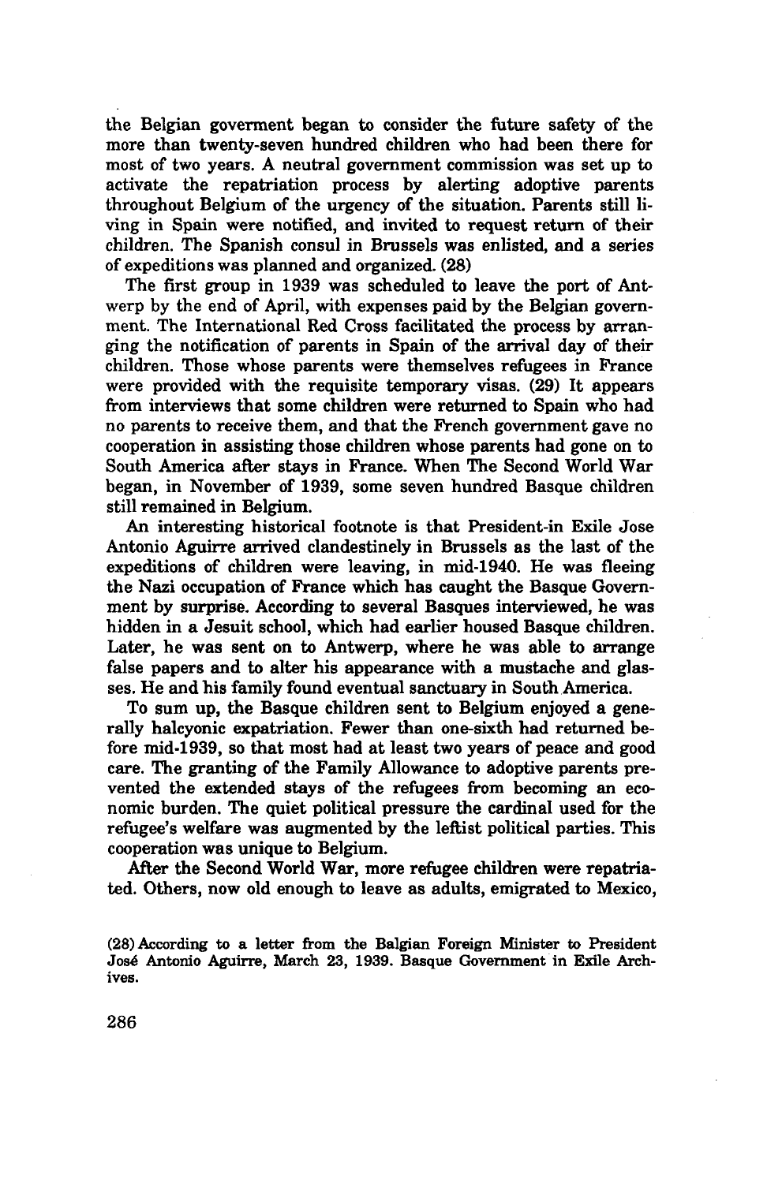the Belgian goverment began to consider the future safety of the more than twenty-seven hundred children who had been there for most of two years. A neutral government commission was set up to activate the repatriation process by alerting adoptive parents throughout Belgium of the urgency of the situation. Parents still living in Spain were notified, and invited to request return of their children. The Spanish consul in Brussels was enlisted, and a series of expeditions was planned and organized. (28)

The first group in 1939 was scheduled to leave the port of Antwerp by the end of April, with expenses paid by the Belgian government. The International Red Cross facilitated the process by arranging the notification of parents in Spain of the arrival day of their children. Those whose parents were themselves refugees in France were provided with the requisite temporary visas. (29) It appears from interviews that some children were returned to Spain who had no parents to receive them, and that the French government gave no cooperation in assisting those children whose parents had gone on to South America after stays in France. When The Second World War began, in November of 1939, some seven hundred Basque children still remained in Belgium.

An interesting historical footnote is that President-in Exile Jose Antonio Aguirre arrived clandestinely in Brussels as the last of the expeditions of children were leaving, in mid-1940. He was fleeing the Nazi occupation of France which has caught the Basque Government by surprise. According to several Basques interviewed, he was hidden in a Jesuit school, which had earlier housed Basque children. Later, he was sent on to Antwerp, where he was able to arrange false papers and to alter his appearance with a mustache and glasses. He and his family found eventual sanctuary in South America.

To sum up, the Basque children sent to Belgium enjoyed a generally halcyonic expatriation. Fewer than one-sixth had returned before mid-1939, so that most had at least two years of peace and good care. The granting of the Family Allowance to adoptive parents prevented the extended stays of the refugees from becoming an economic burden. The quiet political pressure the cardinal used for the refugee's welfare was augmented by the leftist political parties. This cooperation was unique to Belgium.

After the Second World War, more refugee children were repatriated. Others, now old enough to leave as adults, emigrated to Mexico,

(28) According to a letter from the Balgian Foreign Minister to President José Antonio Aguirre, March 23, 1939. Basque Government in Exile Archives.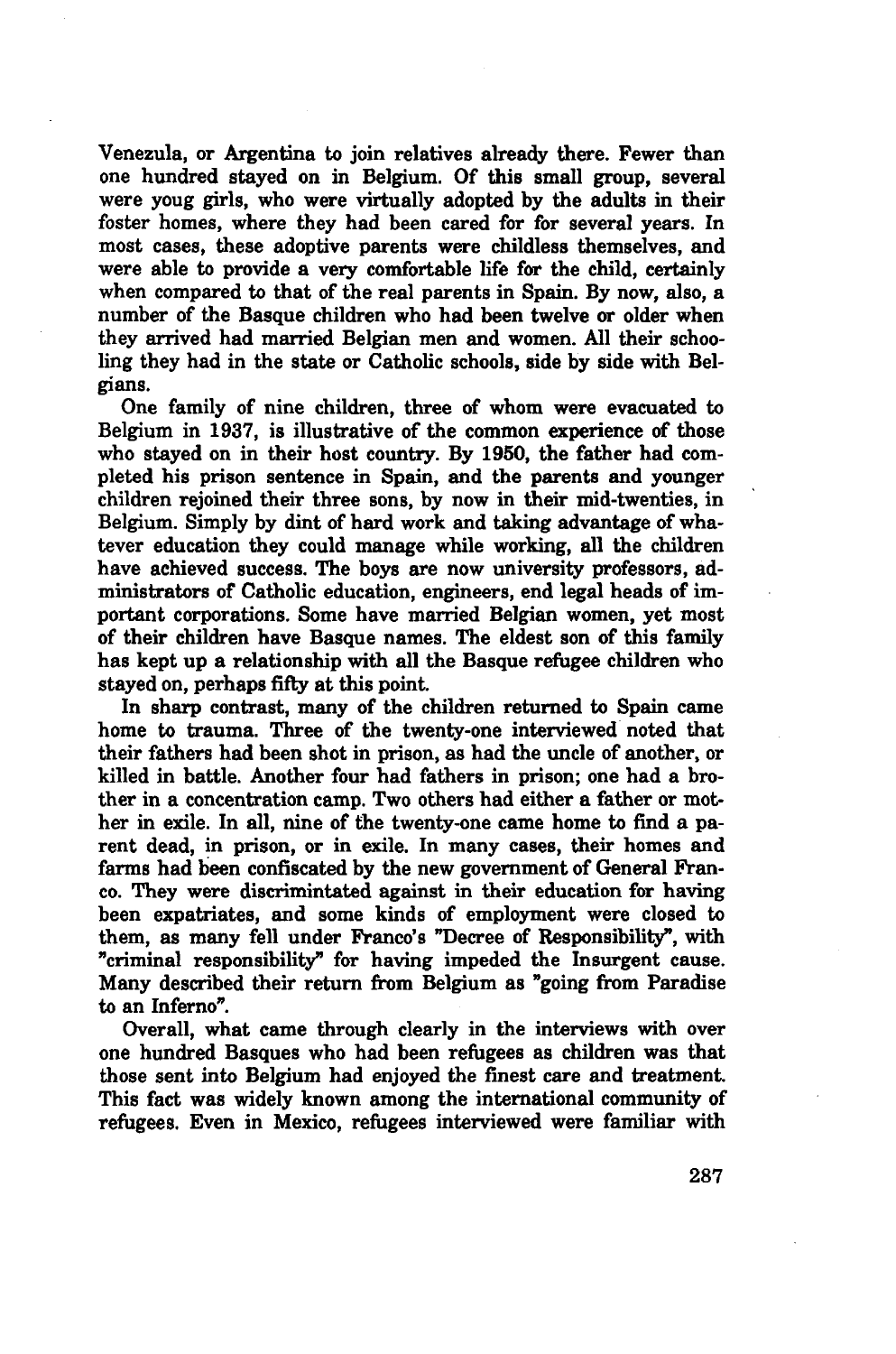Venezula, or Argentina to join relatives already there. Fewer than one hundred stayed on in Belgium. Of this small group, several were youg girls, who were virtually adopted by the adults in their foster homes, where they had been cared for for several years. In most cases, these adoptive parents were childless themselves, and were able to provide a very comfortable life for the child, certainly when compared to that of the real parents in Spain. By now, also, a number of the Basque children who had been twelve or older when they arrived had married Belgian men and women. All their schooling they had in the state or Catholic schools, side by side with Belgians.

One family of nine children, three of whom were evacuated to Belgium in 1937, is illustrative of the common experience of those who stayed on in their host country. By 1950, the father had completed his prison sentence in Spain, and the parents and younger children rejoined their three sons, by now in their mid-twenties, in Belgium. Simply by dint of hard work and taking advantage of whatever education they could manage while working, all the children have achieved success. The boys are now university professors, administrators of Catholic education, engineers, end legal heads of important corporations. Some have married Belgian women, yet most of their children have Basque names. The eldest son of this family has kept up a relationship with all the Basque refugee children who stayed on, perhaps fifty at this point.

In sharp contrast, many of the children returned to Spain came home to trauma. Three of the twenty-one interviewed noted that their fathers had been shot in prison, as had the uncle of another, or killed in battle. Another four had fathers in prison; one had a brother in a concentration camp. Two others had either a father or mother in exile. In all, nine of the twenty-one came home to find a parent dead, in prison, or in exile. In many cases, their homes and farms had been confiscated by the new government of General Franco. They were discrimintated against in their education for having been expatriates, and some kinds of employment were closed to them, as many fell under Franco's "Decree of Responsibility", with "criminal responsibility" for having impeded the Insurgent cause. Many described their return from Belgium as "going from Paradise to an Inferno".

Overall, what came through clearly in the interviews with over one hundred Basques who had been refugees as children was that those sent into Belgium had enjoyed the finest care and treatment. This fact was widely known among the international community of refugees. Even in Mexico, refugees interviewed were familiar with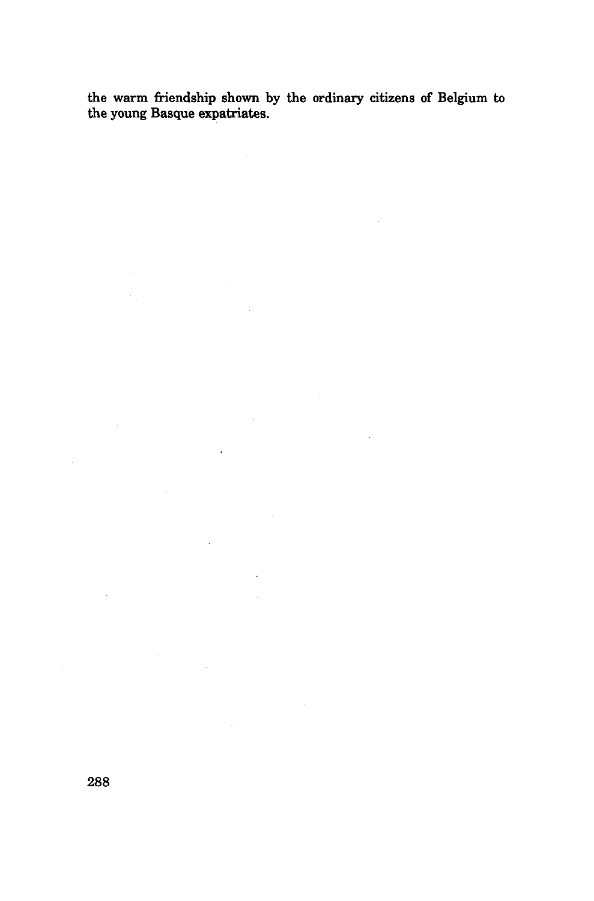the warm friendship shown by the ordinary citizens of Belgium to the young Basque expatriates.